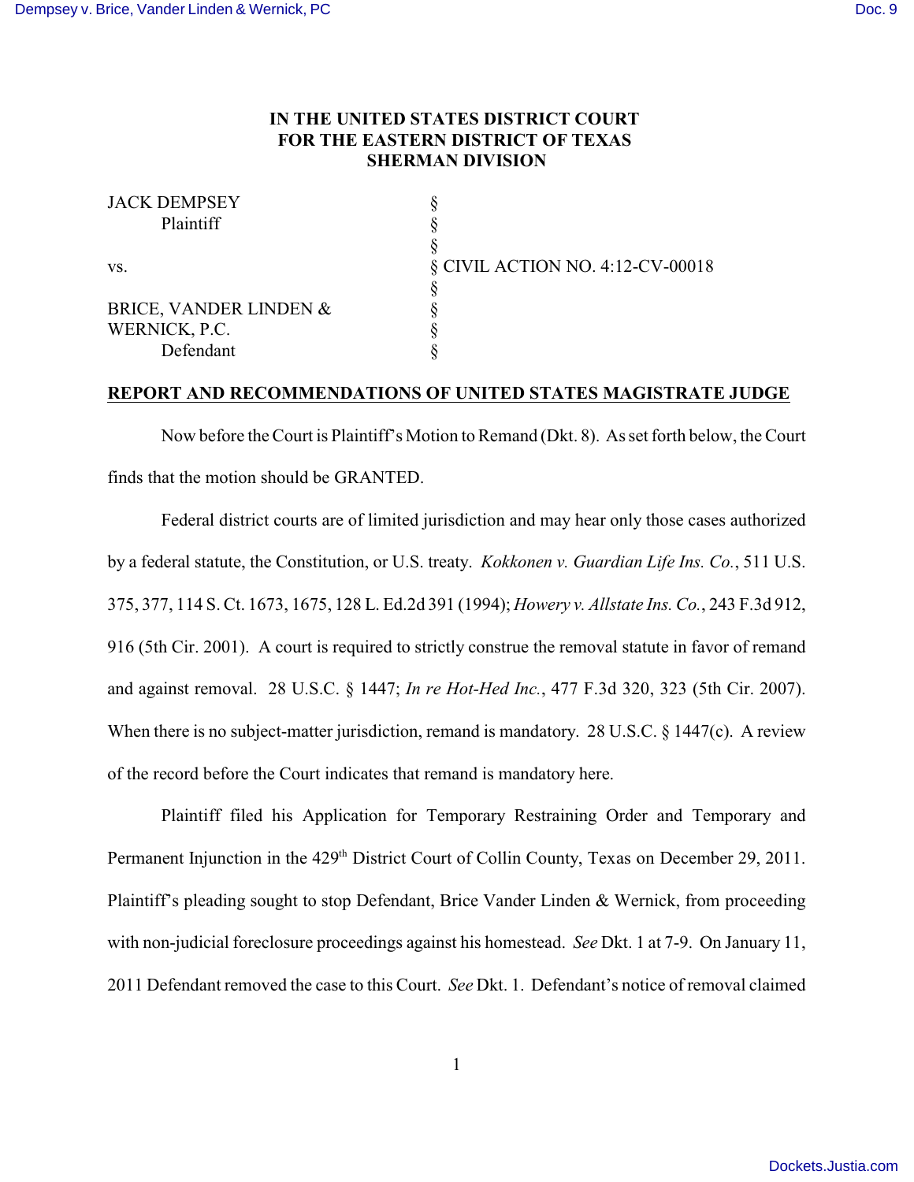**IN THE UNITED STATES DISTRICT COURT**
**FOR THE EASTERN DISTRICT OF TEXAS**
**SHERMAN DIVISION**

| | | |
|---|---|---|
| JACK DEMPSEY | § | |
| Plaintiff | § | |
| | § | |
| vs. | § | CIVIL ACTION NO. 4:12-CV-00018 |
| | § | |
| BRICE, VANDER LINDEN & | § | |
| WERNICK, P.C. | § | |
| Defendant | § | |

**REPORT AND RECOMMENDATIONS OF UNITED STATES MAGISTRATE JUDGE**

Now before the Court is Plaintiff's Motion to Remand (Dkt. 8). As set forth below, the Court finds that the motion should be GRANTED.

Federal district courts are of limited jurisdiction and may hear only those cases authorized by a federal statute, the Constitution, or U.S. treaty. *Kokkonen v. Guardian Life Ins. Co.*, 511 U.S. 375, 377, 114 S. Ct. 1673, 1675, 128 L. Ed.2d 391 (1994); *Howery v. Allstate Ins. Co.*, 243 F.3d 912, 916 (5th Cir. 2001). A court is required to strictly construe the removal statute in favor of remand and against removal. 28 U.S.C. § 1447; *In re Hot-Hed Inc.*, 477 F.3d 320, 323 (5th Cir. 2007). When there is no subject-matter jurisdiction, remand is mandatory. 28 U.S.C. § 1447(c). A review of the record before the Court indicates that remand is mandatory here.

Plaintiff filed his Application for Temporary Restraining Order and Temporary and Permanent Injunction in the 429th District Court of Collin County, Texas on December 29, 2011. Plaintiff's pleading sought to stop Defendant, Brice Vander Linden & Wernick, from proceeding with non-judicial foreclosure proceedings against his homestead. *See* Dkt. 1 at 7-9. On January 11, 2011 Defendant removed the case to this Court. *See* Dkt. 1. Defendant's notice of removal claimed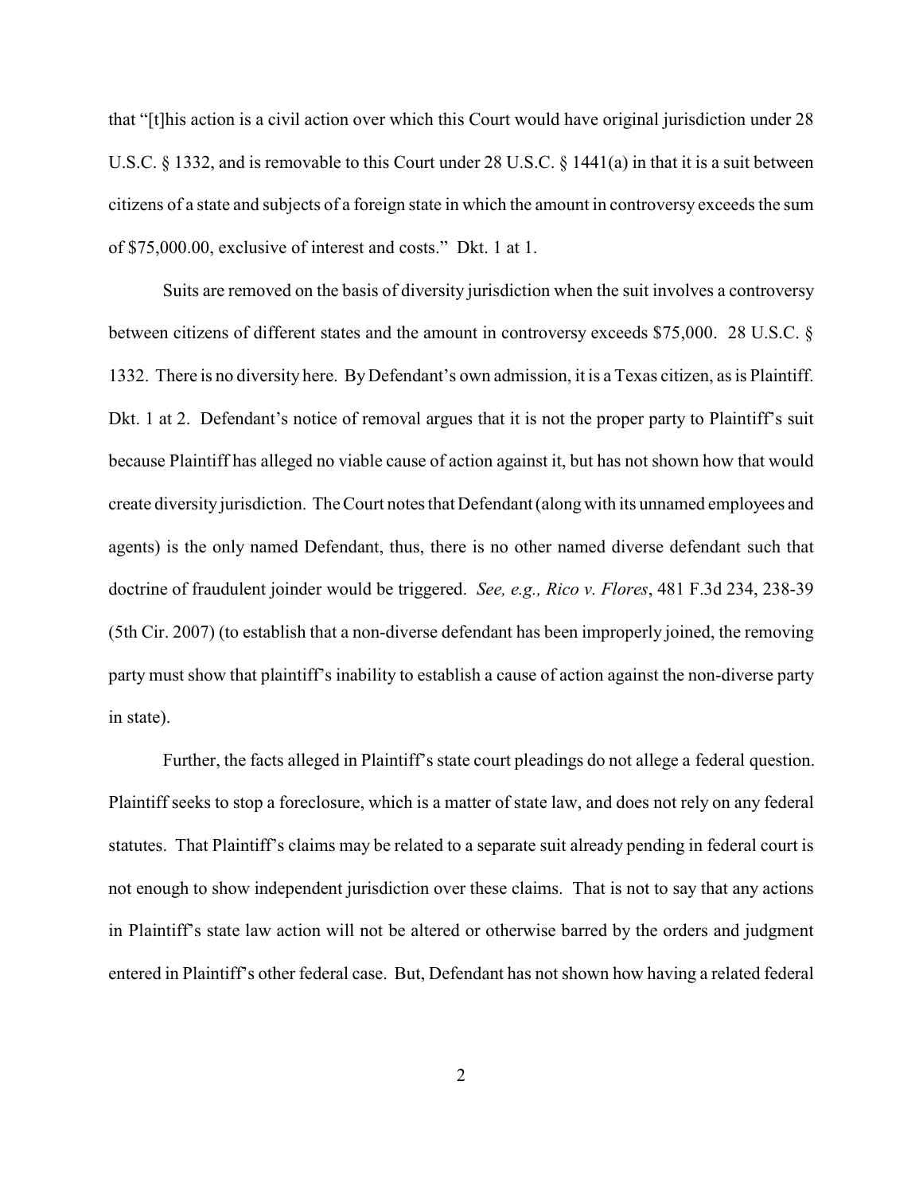that "[t]his action is a civil action over which this Court would have original jurisdiction under 28 U.S.C. § 1332, and is removable to this Court under 28 U.S.C. § 1441(a) in that it is a suit between citizens of a state and subjects of a foreign state in which the amount in controversy exceeds the sum of $75,000.00, exclusive of interest and costs." Dkt. 1 at 1.

Suits are removed on the basis of diversity jurisdiction when the suit involves a controversy between citizens of different states and the amount in controversy exceeds $75,000. 28 U.S.C. § 1332. There is no diversity here. By Defendant's own admission, it is a Texas citizen, as is Plaintiff. Dkt. 1 at 2. Defendant's notice of removal argues that it is not the proper party to Plaintiff's suit because Plaintiff has alleged no viable cause of action against it, but has not shown how that would create diversity jurisdiction. The Court notes that Defendant (along with its unnamed employees and agents) is the only named Defendant, thus, there is no other named diverse defendant such that doctrine of fraudulent joinder would be triggered. *See, e.g., Rico v. Flores*, 481 F.3d 234, 238-39 (5th Cir. 2007) (to establish that a non-diverse defendant has been improperly joined, the removing party must show that plaintiff's inability to establish a cause of action against the non-diverse party in state).

Further, the facts alleged in Plaintiff's state court pleadings do not allege a federal question. Plaintiff seeks to stop a foreclosure, which is a matter of state law, and does not rely on any federal statutes. That Plaintiff's claims may be related to a separate suit already pending in federal court is not enough to show independent jurisdiction over these claims. That is not to say that any actions in Plaintiff's state law action will not be altered or otherwise barred by the orders and judgment entered in Plaintiff's other federal case. But, Defendant has not shown how having a related federal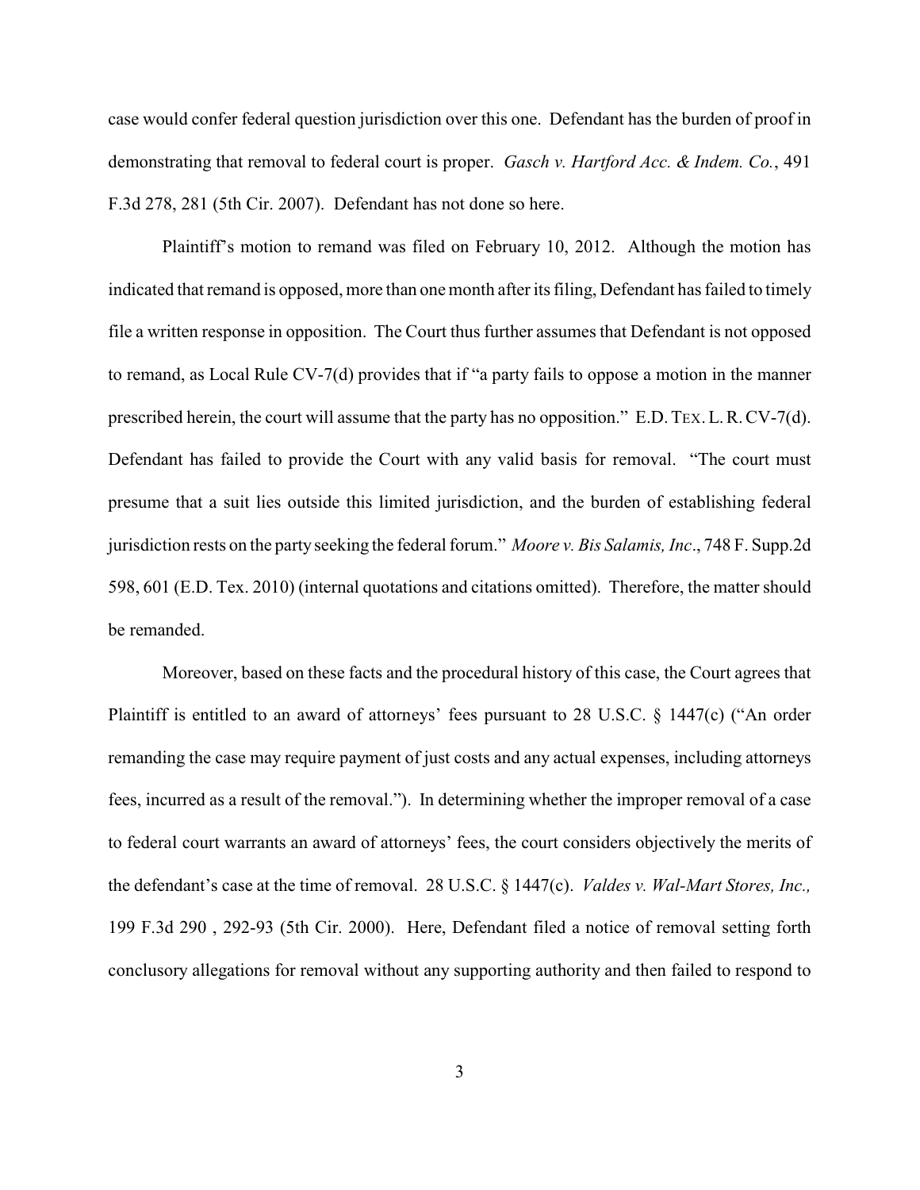case would confer federal question jurisdiction over this one. Defendant has the burden of proof in demonstrating that removal to federal court is proper. *Gasch v. Hartford Acc. & Indem. Co.*, 491 F.3d 278, 281 (5th Cir. 2007). Defendant has not done so here.

Plaintiff's motion to remand was filed on February 10, 2012. Although the motion has indicated that remand is opposed, more than one month after its filing, Defendant has failed to timely file a written response in opposition. The Court thus further assumes that Defendant is not opposed to remand, as Local Rule CV-7(d) provides that if "a party fails to oppose a motion in the manner prescribed herein, the court will assume that the party has no opposition." E.D. TEX. L. R. CV-7(d). Defendant has failed to provide the Court with any valid basis for removal. "The court must presume that a suit lies outside this limited jurisdiction, and the burden of establishing federal jurisdiction rests on the party seeking the federal forum." *Moore v. Bis Salamis, Inc*., 748 F. Supp.2d 598, 601 (E.D. Tex. 2010) (internal quotations and citations omitted). Therefore, the matter should be remanded.

Moreover, based on these facts and the procedural history of this case, the Court agrees that Plaintiff is entitled to an award of attorneys' fees pursuant to 28 U.S.C. § 1447(c) ("An order remanding the case may require payment of just costs and any actual expenses, including attorneys fees, incurred as a result of the removal."). In determining whether the improper removal of a case to federal court warrants an award of attorneys' fees, the court considers objectively the merits of the defendant's case at the time of removal. 28 U.S.C. § 1447(c). *Valdes v. Wal-Mart Stores, Inc.,* 199 F.3d 290 , 292-93 (5th Cir. 2000). Here, Defendant filed a notice of removal setting forth conclusory allegations for removal without any supporting authority and then failed to respond to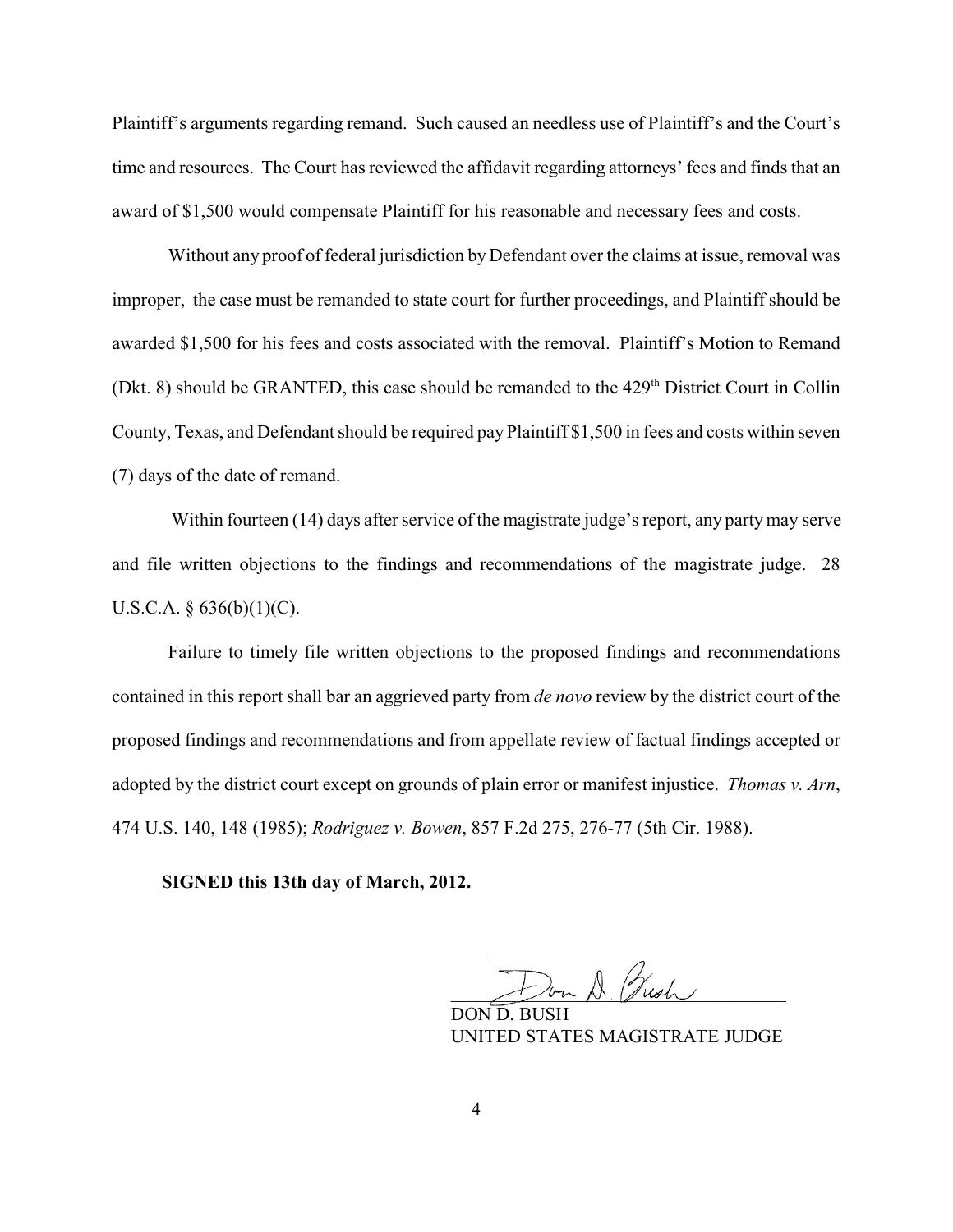Plaintiff's arguments regarding remand. Such caused an needless use of Plaintiff's and the Court's time and resources. The Court has reviewed the affidavit regarding attorneys' fees and finds that an award of $1,500 would compensate Plaintiff for his reasonable and necessary fees and costs.

Without any proof of federal jurisdiction by Defendant over the claims at issue, removal was improper, the case must be remanded to state court for further proceedings, and Plaintiff should be awarded $1,500 for his fees and costs associated with the removal. Plaintiff's Motion to Remand (Dkt. 8) should be GRANTED, this case should be remanded to the 429th District Court in Collin County, Texas, and Defendant should be required pay Plaintiff $1,500 in fees and costs within seven (7) days of the date of remand.

Within fourteen (14) days after service of the magistrate judge's report, any party may serve and file written objections to the findings and recommendations of the magistrate judge. 28 U.S.C.A. § 636(b)(1)(C).

Failure to timely file written objections to the proposed findings and recommendations contained in this report shall bar an aggrieved party from *de novo* review by the district court of the proposed findings and recommendations and from appellate review of factual findings accepted or adopted by the district court except on grounds of plain error or manifest injustice. *Thomas v. Arn*, 474 U.S. 140, 148 (1985); *Rodriguez v. Bowen*, 857 F.2d 275, 276-77 (5th Cir. 1988).

**SIGNED this 13th day of March, 2012.**

DON D. BUSH
UNITED STATES MAGISTRATE JUDGE